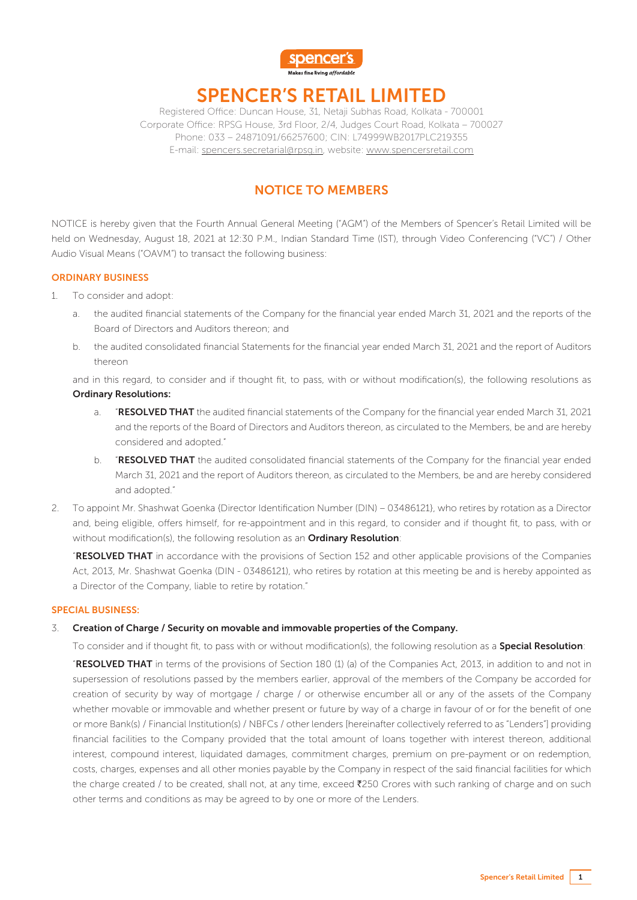# SPENCER'S RETAIL LIMITED

Registered Office: Duncan House, 31, Netaji Subhas Road, Kolkata - 700001
Corporate Office: RPSG House, 3rd Floor, 2/4, Judges Court Road, Kolkata – 700027
Phone: 033 – 24871091/66257600; CIN: L74999WB2017PLC219355
E-mail: spencers.secretarial@rpsg.in, website: www.spencersretail.com

## NOTICE TO MEMBERS

NOTICE is hereby given that the Fourth Annual General Meeting ("AGM") of the Members of Spencer's Retail Limited will be held on Wednesday, August 18, 2021 at 12:30 P.M., Indian Standard Time (IST), through Video Conferencing ("VC") / Other Audio Visual Means ("OAVM") to transact the following business:

### ORDINARY BUSINESS

1. To consider and adopt:

   a. the audited financial statements of the Company for the financial year ended March 31, 2021 and the reports of the Board of Directors and Auditors thereon; and

   b. the audited consolidated financial Statements for the financial year ended March 31, 2021 and the report of Auditors thereon

   and in this regard, to consider and if thought fit, to pass, with or without modification(s), the following resolutions as **Ordinary Resolutions:**

   a. "**RESOLVED THAT** the audited financial statements of the Company for the financial year ended March 31, 2021 and the reports of the Board of Directors and Auditors thereon, as circulated to the Members, be and are hereby considered and adopted."

   b. "**RESOLVED THAT** the audited consolidated financial statements of the Company for the financial year ended March 31, 2021 and the report of Auditors thereon, as circulated to the Members, be and are hereby considered and adopted."

2. To appoint Mr. Shashwat Goenka (Director Identification Number (DIN) – 03486121), who retires by rotation as a Director and, being eligible, offers himself, for re-appointment and in this regard, to consider and if thought fit, to pass, with or without modification(s), the following resolution as an **Ordinary Resolution**:

   "**RESOLVED THAT** in accordance with the provisions of Section 152 and other applicable provisions of the Companies Act, 2013, Mr. Shashwat Goenka (DIN - 03486121), who retires by rotation at this meeting be and is hereby appointed as a Director of the Company, liable to retire by rotation."

### SPECIAL BUSINESS:

3. **Creation of Charge / Security on movable and immovable properties of the Company.**

   To consider and if thought fit, to pass with or without modification(s), the following resolution as a **Special Resolution**:

   "**RESOLVED THAT** in terms of the provisions of Section 180 (1) (a) of the Companies Act, 2013, in addition to and not in supersession of resolutions passed by the members earlier, approval of the members of the Company be accorded for creation of security by way of mortgage / charge / or otherwise encumber all or any of the assets of the Company whether movable or immovable and whether present or future by way of a charge in favour of or for the benefit of one or more Bank(s) / Financial Institution(s) / NBFCs / other lenders [hereinafter collectively referred to as "Lenders"] providing financial facilities to the Company provided that the total amount of loans together with interest thereon, additional interest, compound interest, liquidated damages, commitment charges, premium on pre-payment or on redemption, costs, charges, expenses and all other monies payable by the Company in respect of the said financial facilities for which the charge created / to be created, shall not, at any time, exceed ₹250 Crores with such ranking of charge and on such other terms and conditions as may be agreed to by one or more of the Lenders.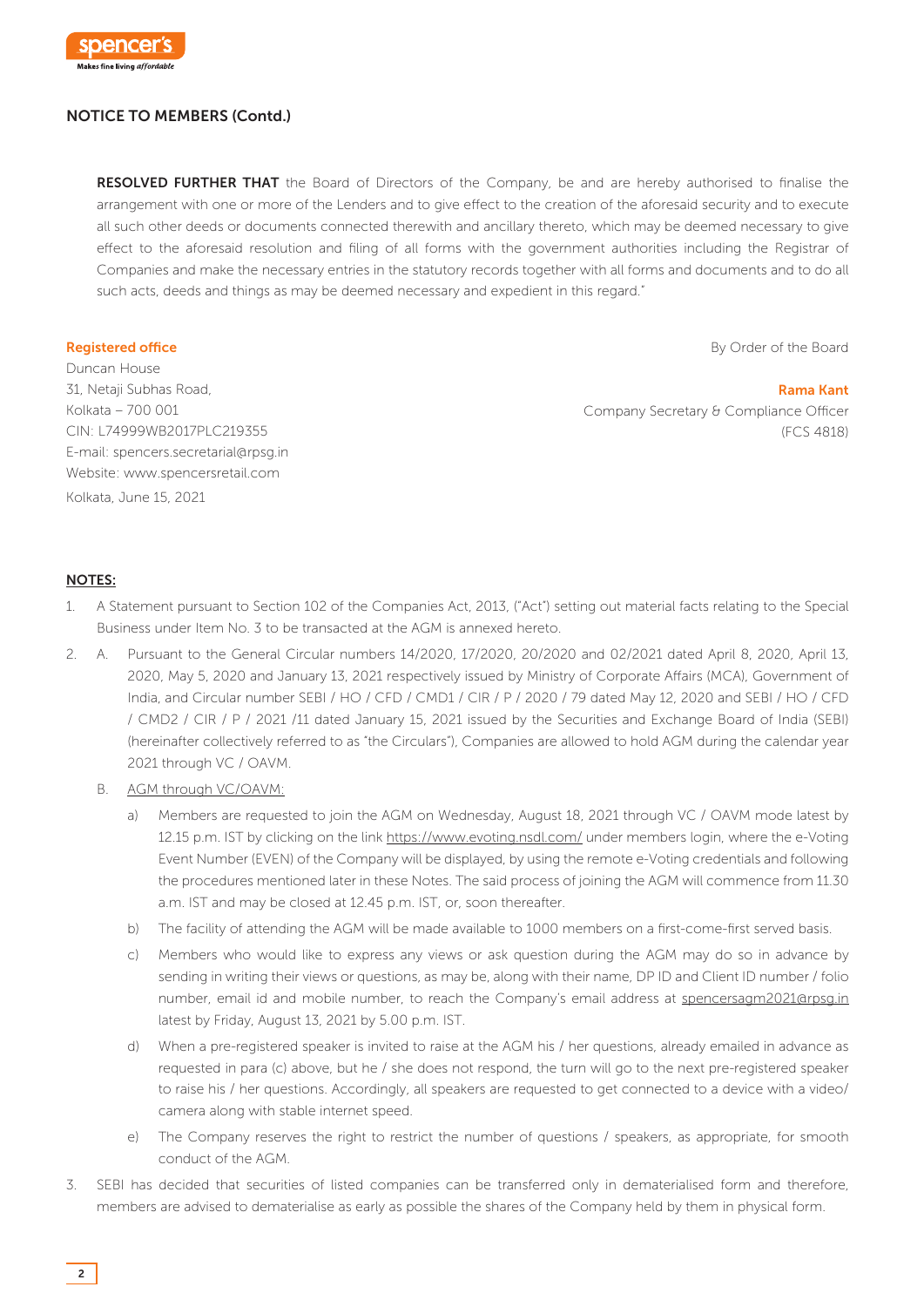## NOTICE TO MEMBERS (Contd.)

**RESOLVED FURTHER THAT** the Board of Directors of the Company, be and are hereby authorised to finalise the arrangement with one or more of the Lenders and to give effect to the creation of the aforesaid security and to execute all such other deeds or documents connected therewith and ancillary thereto, which may be deemed necessary to give effect to the aforesaid resolution and filing of all forms with the government authorities including the Registrar of Companies and make the necessary entries in the statutory records together with all forms and documents and to do all such acts, deeds and things as may be deemed necessary and expedient in this regard."

**Registered office**
Duncan House
31, Netaji Subhas Road,
Kolkata – 700 001
CIN: L74999WB2017PLC219355
E-mail: spencers.secretarial@rpsg.in
Website: www.spencersretail.com
Kolkata, June 15, 2021

By Order of the Board

**Rama Kant**
Company Secretary & Compliance Officer
(FCS 4818)

### NOTES:

1. A Statement pursuant to Section 102 of the Companies Act, 2013, ("Act") setting out material facts relating to the Special Business under Item No. 3 to be transacted at the AGM is annexed hereto.

2. A. Pursuant to the General Circular numbers 14/2020, 17/2020, 20/2020 and 02/2021 dated April 8, 2020, April 13, 2020, May 5, 2020 and January 13, 2021 respectively issued by Ministry of Corporate Affairs (MCA), Government of India, and Circular number SEBI / HO / CFD / CMD1 / CIR / P / 2020 / 79 dated May 12, 2020 and SEBI / HO / CFD / CMD2 / CIR / P / 2021 /11 dated January 15, 2021 issued by the Securities and Exchange Board of India (SEBI) (hereinafter collectively referred to as "the Circulars"), Companies are allowed to hold AGM during the calendar year 2021 through VC / OAVM.

   B. AGM through VC/OAVM:

   a) Members are requested to join the AGM on Wednesday, August 18, 2021 through VC / OAVM mode latest by 12.15 p.m. IST by clicking on the link https://www.evoting.nsdl.com/ under members login, where the e-Voting Event Number (EVEN) of the Company will be displayed, by using the remote e-Voting credentials and following the procedures mentioned later in these Notes. The said process of joining the AGM will commence from 11.30 a.m. IST and may be closed at 12.45 p.m. IST, or, soon thereafter.

   b) The facility of attending the AGM will be made available to 1000 members on a first-come-first served basis.

   c) Members who would like to express any views or ask question during the AGM may do so in advance by sending in writing their views or questions, as may be, along with their name, DP ID and Client ID number / folio number, email id and mobile number, to reach the Company's email address at spencersagm2021@rpsg.in latest by Friday, August 13, 2021 by 5.00 p.m. IST.

   d) When a pre-registered speaker is invited to raise at the AGM his / her questions, already emailed in advance as requested in para (c) above, but he / she does not respond, the turn will go to the next pre-registered speaker to raise his / her questions. Accordingly, all speakers are requested to get connected to a device with a video/ camera along with stable internet speed.

   e) The Company reserves the right to restrict the number of questions / speakers, as appropriate, for smooth conduct of the AGM.

3. SEBI has decided that securities of listed companies can be transferred only in dematerialised form and therefore, members are advised to dematerialise as early as possible the shares of the Company held by them in physical form.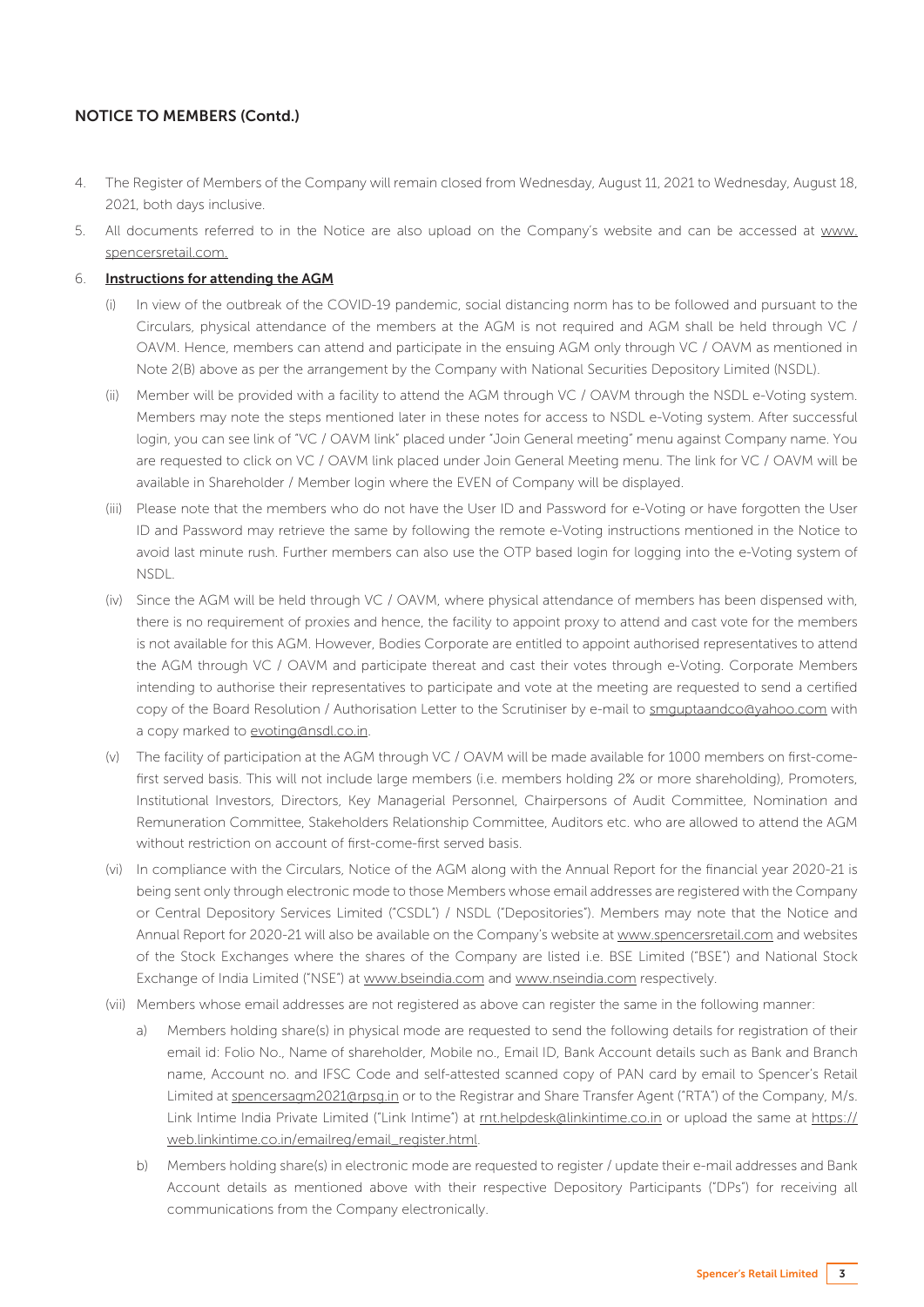## NOTICE TO MEMBERS (Contd.)

4. The Register of Members of the Company will remain closed from Wednesday, August 11, 2021 to Wednesday, August 18, 2021, both days inclusive.

5. All documents referred to in the Notice are also upload on the Company's website and can be accessed at www.spencersretail.com.

6. **Instructions for attending the AGM**

   (i) In view of the outbreak of the COVID-19 pandemic, social distancing norm has to be followed and pursuant to the Circulars, physical attendance of the members at the AGM is not required and AGM shall be held through VC / OAVM. Hence, members can attend and participate in the ensuing AGM only through VC / OAVM as mentioned in Note 2(B) above as per the arrangement by the Company with National Securities Depository Limited (NSDL).

   (ii) Member will be provided with a facility to attend the AGM through VC / OAVM through the NSDL e-Voting system. Members may note the steps mentioned later in these notes for access to NSDL e-Voting system. After successful login, you can see link of "VC / OAVM link" placed under "Join General meeting" menu against Company name. You are requested to click on VC / OAVM link placed under Join General Meeting menu. The link for VC / OAVM will be available in Shareholder / Member login where the EVEN of Company will be displayed.

   (iii) Please note that the members who do not have the User ID and Password for e-Voting or have forgotten the User ID and Password may retrieve the same by following the remote e-Voting instructions mentioned in the Notice to avoid last minute rush. Further members can also use the OTP based login for logging into the e-Voting system of NSDL.

   (iv) Since the AGM will be held through VC / OAVM, where physical attendance of members has been dispensed with, there is no requirement of proxies and hence, the facility to appoint proxy to attend and cast vote for the members is not available for this AGM. However, Bodies Corporate are entitled to appoint authorised representatives to attend the AGM through VC / OAVM and participate thereat and cast their votes through e-Voting. Corporate Members intending to authorise their representatives to participate and vote at the meeting are requested to send a certified copy of the Board Resolution / Authorisation Letter to the Scrutiniser by e-mail to smguptaandco@yahoo.com with a copy marked to evoting@nsdl.co.in.

   (v) The facility of participation at the AGM through VC / OAVM will be made available for 1000 members on first-come-first served basis. This will not include large members (i.e. members holding 2% or more shareholding), Promoters, Institutional Investors, Directors, Key Managerial Personnel, Chairpersons of Audit Committee, Nomination and Remuneration Committee, Stakeholders Relationship Committee, Auditors etc. who are allowed to attend the AGM without restriction on account of first-come-first served basis.

   (vi) In compliance with the Circulars, Notice of the AGM along with the Annual Report for the financial year 2020-21 is being sent only through electronic mode to those Members whose email addresses are registered with the Company or Central Depository Services Limited ("CSDL") / NSDL ("Depositories"). Members may note that the Notice and Annual Report for 2020-21 will also be available on the Company's website at www.spencersretail.com and websites of the Stock Exchanges where the shares of the Company are listed i.e. BSE Limited ("BSE") and National Stock Exchange of India Limited ("NSE") at www.bseindia.com and www.nseindia.com respectively.

   (vii) Members whose email addresses are not registered as above can register the same in the following manner:

      a) Members holding share(s) in physical mode are requested to send the following details for registration of their email id: Folio No., Name of shareholder, Mobile no., Email ID, Bank Account details such as Bank and Branch name, Account no. and IFSC Code and self-attested scanned copy of PAN card by email to Spencer's Retail Limited at spencersagm2021@rpsg.in or to the Registrar and Share Transfer Agent ("RTA") of the Company, M/s. Link Intime India Private Limited ("Link Intime") at rnt.helpdesk@linkintime.co.in or upload the same at https://web.linkintime.co.in/emailreg/email_register.html.

      b) Members holding share(s) in electronic mode are requested to register / update their e-mail addresses and Bank Account details as mentioned above with their respective Depository Participants ("DPs") for receiving all communications from the Company electronically.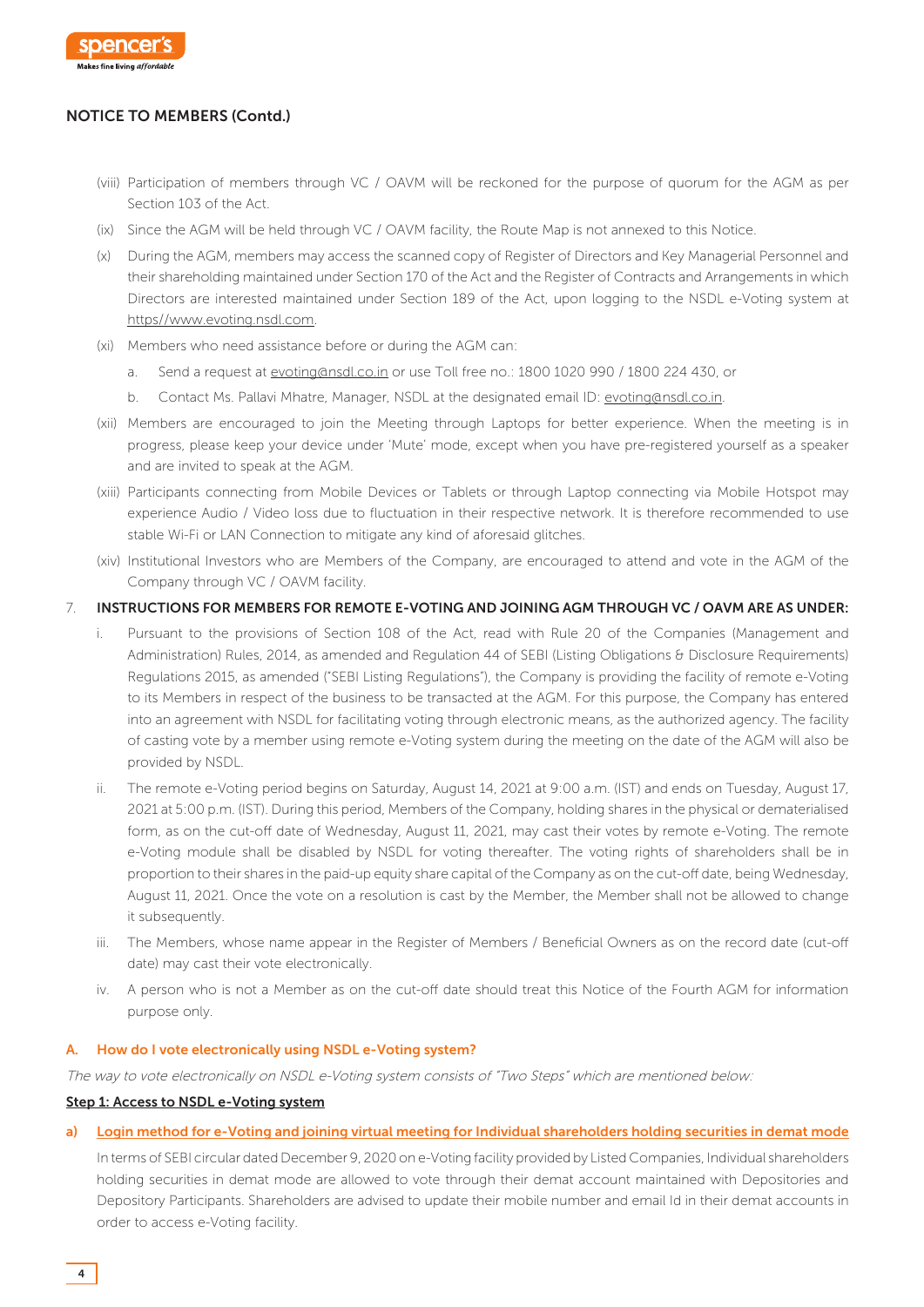## NOTICE TO MEMBERS (Contd.)

(viii) Participation of members through VC / OAVM will be reckoned for the purpose of quorum for the AGM as per Section 103 of the Act.

(ix) Since the AGM will be held through VC / OAVM facility, the Route Map is not annexed to this Notice.

(x) During the AGM, members may access the scanned copy of Register of Directors and Key Managerial Personnel and their shareholding maintained under Section 170 of the Act and the Register of Contracts and Arrangements in which Directors are interested maintained under Section 189 of the Act, upon logging to the NSDL e-Voting system at https//www.evoting.nsdl.com.

(xi) Members who need assistance before or during the AGM can:

a. Send a request at evoting@nsdl.co.in or use Toll free no.: 1800 1020 990 / 1800 224 430, or

b. Contact Ms. Pallavi Mhatre, Manager, NSDL at the designated email ID: evoting@nsdl.co.in.

(xii) Members are encouraged to join the Meeting through Laptops for better experience. When the meeting is in progress, please keep your device under 'Mute' mode, except when you have pre-registered yourself as a speaker and are invited to speak at the AGM.

(xiii) Participants connecting from Mobile Devices or Tablets or through Laptop connecting via Mobile Hotspot may experience Audio / Video loss due to fluctuation in their respective network. It is therefore recommended to use stable Wi-Fi or LAN Connection to mitigate any kind of aforesaid glitches.

(xiv) Institutional Investors who are Members of the Company, are encouraged to attend and vote in the AGM of the Company through VC / OAVM facility.

7. **INSTRUCTIONS FOR MEMBERS FOR REMOTE E-VOTING AND JOINING AGM THROUGH VC / OAVM ARE AS UNDER:**

i. Pursuant to the provisions of Section 108 of the Act, read with Rule 20 of the Companies (Management and Administration) Rules, 2014, as amended and Regulation 44 of SEBI (Listing Obligations & Disclosure Requirements) Regulations 2015, as amended ("SEBI Listing Regulations"), the Company is providing the facility of remote e-Voting to its Members in respect of the business to be transacted at the AGM. For this purpose, the Company has entered into an agreement with NSDL for facilitating voting through electronic means, as the authorized agency. The facility of casting vote by a member using remote e-Voting system during the meeting on the date of the AGM will also be provided by NSDL.

ii. The remote e-Voting period begins on Saturday, August 14, 2021 at 9:00 a.m. (IST) and ends on Tuesday, August 17, 2021 at 5:00 p.m. (IST). During this period, Members of the Company, holding shares in the physical or dematerialised form, as on the cut-off date of Wednesday, August 11, 2021, may cast their votes by remote e-Voting. The remote e-Voting module shall be disabled by NSDL for voting thereafter. The voting rights of shareholders shall be in proportion to their shares in the paid-up equity share capital of the Company as on the cut-off date, being Wednesday, August 11, 2021. Once the vote on a resolution is cast by the Member, the Member shall not be allowed to change it subsequently.

iii. The Members, whose name appear in the Register of Members / Beneficial Owners as on the record date (cut-off date) may cast their vote electronically.

iv. A person who is not a Member as on the cut-off date should treat this Notice of the Fourth AGM for information purpose only.

### A. How do I vote electronically using NSDL e-Voting system?

*The way to vote electronically on NSDL e-Voting system consists of "Two Steps" which are mentioned below:*

**Step 1: Access to NSDL e-Voting system**

**a) Login method for e-Voting and joining virtual meeting for Individual shareholders holding securities in demat mode**

In terms of SEBI circular dated December 9, 2020 on e-Voting facility provided by Listed Companies, Individual shareholders holding securities in demat mode are allowed to vote through their demat account maintained with Depositories and Depository Participants. Shareholders are advised to update their mobile number and email Id in their demat accounts in order to access e-Voting facility.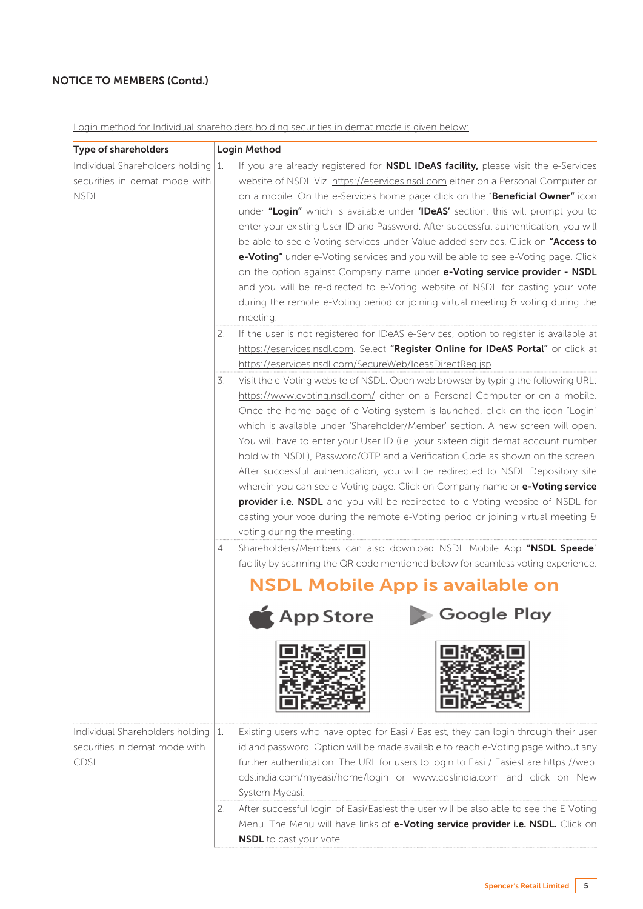## NOTICE TO MEMBERS (Contd.)

Login method for Individual shareholders holding securities in demat mode is given below:

| Type of shareholders | Login Method |
|---|---|
| Individual Shareholders holding securities in demat mode with NSDL. | 1. If you are already registered for **NSDL IDeAS facility,** please visit the e-Services website of NSDL Viz. https://eservices.nsdl.com either on a Personal Computer or on a mobile. On the e-Services home page click on the "**Beneficial Owner"** icon under **"Login"** which is available under **'IDeAS'** section, this will prompt you to enter your existing User ID and Password. After successful authentication, you will be able to see e-Voting services under Value added services. Click on **"Access to e-Voting"** under e-Voting services and you will be able to see e-Voting page. Click on the option against Company name under **e-Voting service provider - NSDL** and you will be re-directed to e-Voting website of NSDL for casting your vote during the remote e-Voting period or joining virtual meeting & voting during the meeting. |
| | 2. If the user is not registered for IDeAS e-Services, option to register is available at https://eservices.nsdl.com. Select **"Register Online for IDeAS Portal"** or click at https://eservices.nsdl.com/SecureWeb/IdeasDirectReg.jsp |
| | 3. Visit the e-Voting website of NSDL. Open web browser by typing the following URL: https://www.evoting.nsdl.com/ either on a Personal Computer or on a mobile. Once the home page of e-Voting system is launched, click on the icon "Login" which is available under 'Shareholder/Member' section. A new screen will open. You will have to enter your User ID (i.e. your sixteen digit demat account number hold with NSDL), Password/OTP and a Verification Code as shown on the screen. After successful authentication, you will be redirected to NSDL Depository site wherein you can see e-Voting page. Click on Company name or **e-Voting service provider i.e. NSDL** and you will be redirected to e-Voting website of NSDL for casting your vote during the remote e-Voting period or joining virtual meeting & voting during the meeting. |
| | 4. Shareholders/Members can also download NSDL Mobile App **"NSDL Speede"** facility by scanning the QR code mentioned below for seamless voting experience. **NSDL Mobile App is available on** App Store / Google Play |
| Individual Shareholders holding securities in demat mode with CDSL | 1. Existing users who have opted for Easi / Easiest, they can login through their user id and password. Option will be made available to reach e-Voting page without any further authentication. The URL for users to login to Easi / Easiest are https://web.cdslindia.com/myeasi/home/login or www.cdslindia.com and click on New System Myeasi. |
| | 2. After successful login of Easi/Easiest the user will be also able to see the E Voting Menu. The Menu will have links of **e-Voting service provider i.e. NSDL.** Click on **NSDL** to cast your vote. |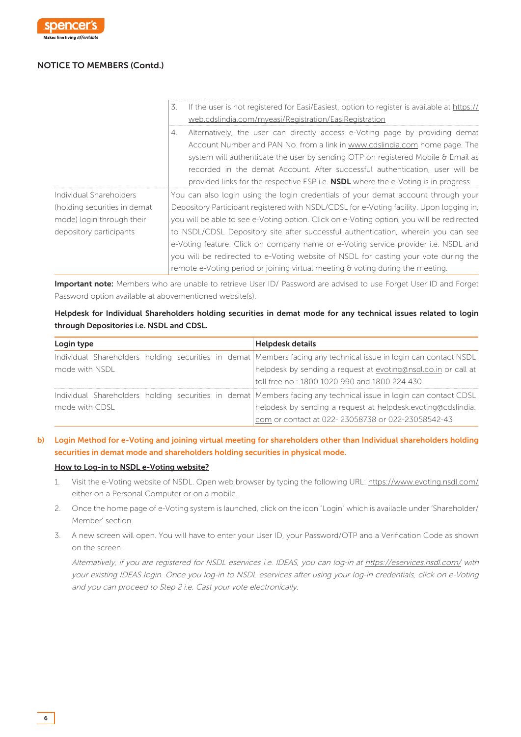## NOTICE TO MEMBERS (Contd.)

| | |
|---|---|
| | 3. If the user is not registered for Easi/Easiest, option to register is available at https://web.cdslindia.com/myeasi/Registration/EasiRegistration<br>4. Alternatively, the user can directly access e-Voting page by providing demat Account Number and PAN No. from a link in www.cdslindia.com home page. The system will authenticate the user by sending OTP on registered Mobile & Email as recorded in the demat Account. After successful authentication, user will be provided links for the respective ESP i.e. **NSDL** where the e-Voting is in progress. |
| Individual Shareholders (holding securities in demat mode) login through their depository participants | You can also login using the login credentials of your demat account through your Depository Participant registered with NSDL/CDSL for e-Voting facility. Upon logging in, you will be able to see e-Voting option. Click on e-Voting option, you will be redirected to NSDL/CDSL Depository site after successful authentication, wherein you can see e-Voting feature. Click on company name or e-Voting service provider i.e. NSDL and you will be redirected to e-Voting website of NSDL for casting your vote during the remote e-Voting period or joining virtual meeting & voting during the meeting. |

**Important note:** Members who are unable to retrieve User ID/ Password are advised to use Forget User ID and Forget Password option available at abovementioned website(s).

**Helpdesk for Individual Shareholders holding securities in demat mode for any technical issues related to login through Depositories i.e. NSDL and CDSL.**

| Login type | Helpdesk details |
|---|---|
| Individual Shareholders holding securities in demat mode with NSDL | Members facing any technical issue in login can contact NSDL helpdesk by sending a request at evoting@nsdl.co.in or call at toll free no.: 1800 1020 990 and 1800 224 430 |
| Individual Shareholders holding securities in demat mode with CDSL | Members facing any technical issue in login can contact CDSL helpdesk by sending a request at helpdesk.evoting@cdslindia.com or contact at 022- 23058738 or 022-23058542-43 |

**b) Login Method for e-Voting and joining virtual meeting for shareholders other than Individual shareholders holding securities in demat mode and shareholders holding securities in physical mode.**

**How to Log-in to NSDL e-Voting website?**

1. Visit the e-Voting website of NSDL. Open web browser by typing the following URL: https://www.evoting.nsdl.com/ either on a Personal Computer or on a mobile.
2. Once the home page of e-Voting system is launched, click on the icon "Login" which is available under 'Shareholder/ Member' section.
3. A new screen will open. You will have to enter your User ID, your Password/OTP and a Verification Code as shown on the screen.

   *Alternatively, if you are registered for NSDL eservices i.e. IDEAS, you can log-in at https://eservices.nsdl.com/ with your existing IDEAS login. Once you log-in to NSDL eservices after using your log-in credentials, click on e-Voting and you can proceed to Step 2 i.e. Cast your vote electronically.*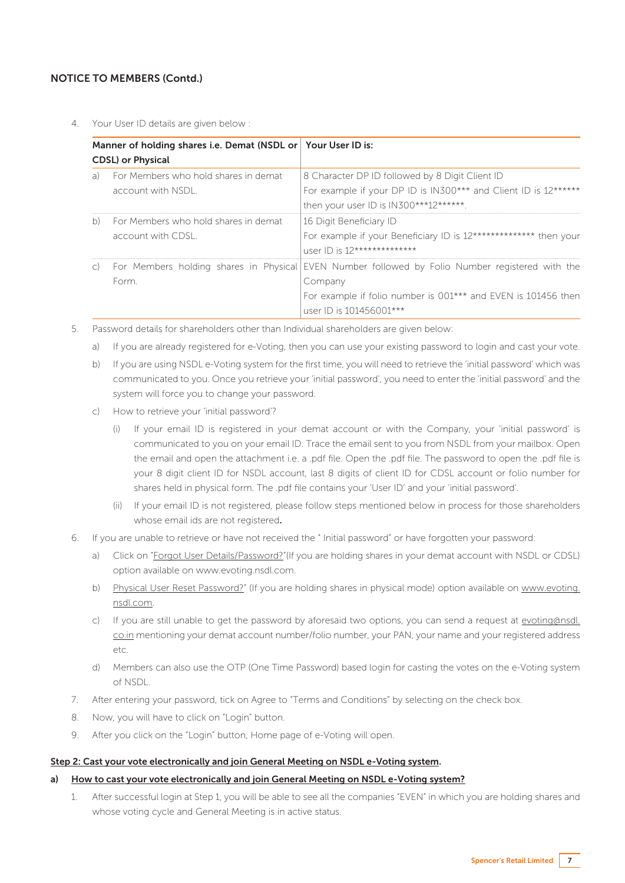## NOTICE TO MEMBERS (Contd.)

4. Your User ID details are given below :

| Manner of holding shares i.e. Demat (NSDL or CDSL) or Physical | Your User ID is: |
|---|---|
| a) For Members who hold shares in demat account with NSDL. | 8 Character DP ID followed by 8 Digit Client ID<br>For example if your DP ID is IN300*** and Client ID is 12****** then your user ID is IN300***12******. |
| b) For Members who hold shares in demat account with CDSL. | 16 Digit Beneficiary ID<br>For example if your Beneficiary ID is 12************** then your user ID is 12************** |
| c) For Members holding shares in Physical Form. | EVEN Number followed by Folio Number registered with the Company<br>For example if folio number is 001*** and EVEN is 101456 then user ID is 101456001*** |

5. Password details for shareholders other than Individual shareholders are given below:
   a) If you are already registered for e-Voting, then you can use your existing password to login and cast your vote.
   b) If you are using NSDL e-Voting system for the first time, you will need to retrieve the 'initial password' which was communicated to you. Once you retrieve your 'initial password', you need to enter the 'initial password' and the system will force you to change your password.
   c) How to retrieve your 'initial password'?
      (i) If your email ID is registered in your demat account or with the Company, your 'initial password' is communicated to you on your email ID. Trace the email sent to you from NSDL from your mailbox. Open the email and open the attachment i.e. a .pdf file. Open the .pdf file. The password to open the .pdf file is your 8 digit client ID for NSDL account, last 8 digits of client ID for CDSL account or folio number for shares held in physical form. The .pdf file contains your 'User ID' and your 'initial password'.
      (ii) If your email ID is not registered, please follow steps mentioned below in process for those shareholders whose email ids are not registered**.**
6. If you are unable to retrieve or have not received the " Initial password" or have forgotten your password:
   a) Click on "Forgot User Details/Password?"(If you are holding shares in your demat account with NSDL or CDSL) option available on www.evoting.nsdl.com.
   b) Physical User Reset Password?" (If you are holding shares in physical mode) option available on www.evoting.nsdl.com.
   c) If you are still unable to get the password by aforesaid two options, you can send a request at evoting@nsdl.co.in mentioning your demat account number/folio number, your PAN, your name and your registered address etc.
   d) Members can also use the OTP (One Time Password) based login for casting the votes on the e-Voting system of NSDL.
7. After entering your password, tick on Agree to "Terms and Conditions" by selecting on the check box.
8. Now, you will have to click on "Login" button.
9. After you click on the "Login" button, Home page of e-Voting will open.

**Step 2: Cast your vote electronically and join General Meeting on NSDL e-Voting system.**

**a) How to cast your vote electronically and join General Meeting on NSDL e-Voting system?**

1. After successful login at Step 1, you will be able to see all the companies "EVEN" in which you are holding shares and whose voting cycle and General Meeting is in active status.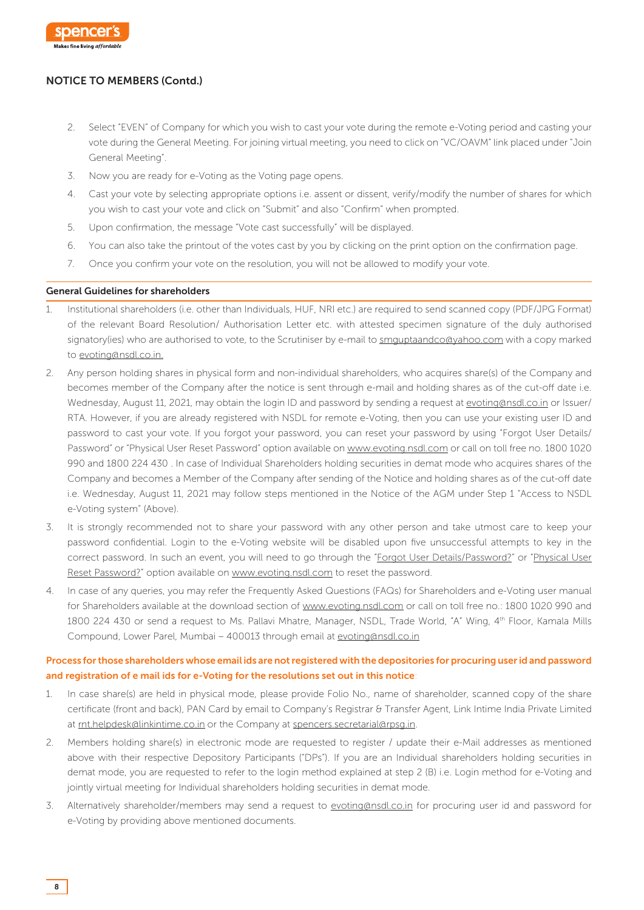## NOTICE TO MEMBERS (Contd.)

2. Select "EVEN" of Company for which you wish to cast your vote during the remote e-Voting period and casting your vote during the General Meeting. For joining virtual meeting, you need to click on "VC/OAVM" link placed under "Join General Meeting".
3. Now you are ready for e-Voting as the Voting page opens.
4. Cast your vote by selecting appropriate options i.e. assent or dissent, verify/modify the number of shares for which you wish to cast your vote and click on "Submit" and also "Confirm" when prompted.
5. Upon confirmation, the message "Vote cast successfully" will be displayed.
6. You can also take the printout of the votes cast by you by clicking on the print option on the confirmation page.
7. Once you confirm your vote on the resolution, you will not be allowed to modify your vote.

### General Guidelines for shareholders

1. Institutional shareholders (i.e. other than Individuals, HUF, NRI etc.) are required to send scanned copy (PDF/JPG Format) of the relevant Board Resolution/ Authorisation Letter etc. with attested specimen signature of the duly authorised signatory(ies) who are authorised to vote, to the Scrutiniser by e-mail to smguptaandco@yahoo.com with a copy marked to evoting@nsdl.co.in.
2. Any person holding shares in physical form and non-individual shareholders, who acquires share(s) of the Company and becomes member of the Company after the notice is sent through e-mail and holding shares as of the cut-off date i.e. Wednesday, August 11, 2021, may obtain the login ID and password by sending a request at evoting@nsdl.co.in or Issuer/ RTA. However, if you are already registered with NSDL for remote e-Voting, then you can use your existing user ID and password to cast your vote. If you forgot your password, you can reset your password by using "Forgot User Details/ Password" or "Physical User Reset Password" option available on www.evoting.nsdl.com or call on toll free no. 1800 1020 990 and 1800 224 430 . In case of Individual Shareholders holding securities in demat mode who acquires shares of the Company and becomes a Member of the Company after sending of the Notice and holding shares as of the cut-off date i.e. Wednesday, August 11, 2021 may follow steps mentioned in the Notice of the AGM under Step 1 "Access to NSDL e-Voting system" (Above).
3. It is strongly recommended not to share your password with any other person and take utmost care to keep your password confidential. Login to the e-Voting website will be disabled upon five unsuccessful attempts to key in the correct password. In such an event, you will need to go through the "Forgot User Details/Password?" or "Physical User Reset Password?" option available on www.evoting.nsdl.com to reset the password.
4. In case of any queries, you may refer the Frequently Asked Questions (FAQs) for Shareholders and e-Voting user manual for Shareholders available at the download section of www.evoting.nsdl.com or call on toll free no.: 1800 1020 990 and 1800 224 430 or send a request to Ms. Pallavi Mhatre, Manager, NSDL, Trade World, "A" Wing, 4th Floor, Kamala Mills Compound, Lower Parel, Mumbai – 400013 through email at evoting@nsdl.co.in

### Process for those shareholders whose email ids are not registered with the depositories for procuring user id and password and registration of e mail ids for e-Voting for the resolutions set out in this notice:

1. In case share(s) are held in physical mode, please provide Folio No., name of shareholder, scanned copy of the share certificate (front and back), PAN Card by email to Company's Registrar & Transfer Agent, Link Intime India Private Limited at rnt.helpdesk@linkintime.co.in or the Company at spencers.secretarial@rpsg.in.
2. Members holding share(s) in electronic mode are requested to register / update their e-Mail addresses as mentioned above with their respective Depository Participants ("DPs"). If you are an Individual shareholders holding securities in demat mode, you are requested to refer to the login method explained at step 2 (B) i.e. Login method for e-Voting and jointly virtual meeting for Individual shareholders holding securities in demat mode.
3. Alternatively shareholder/members may send a request to evoting@nsdl.co.in for procuring user id and password for e-Voting by providing above mentioned documents.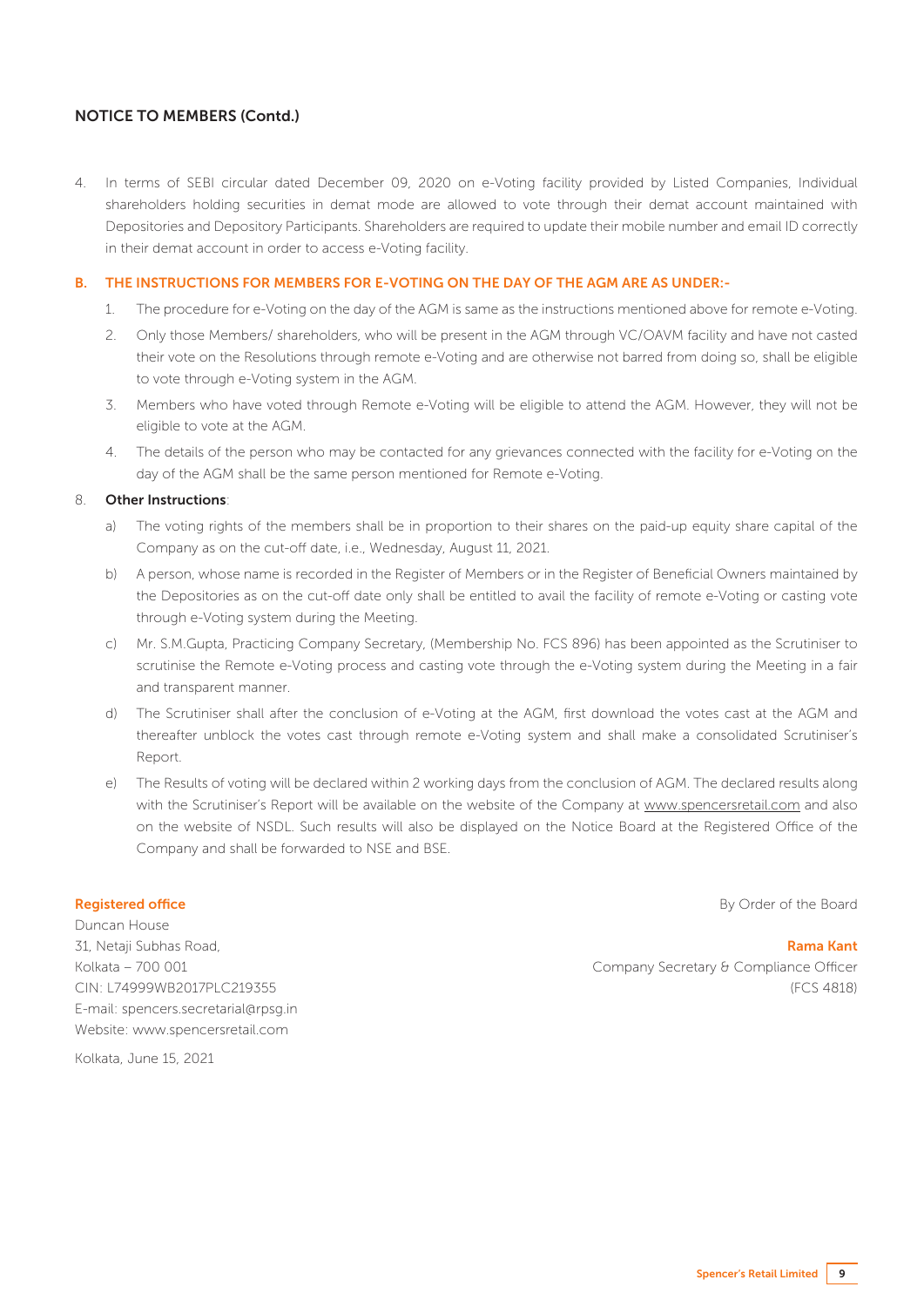## NOTICE TO MEMBERS (Contd.)

4. In terms of SEBI circular dated December 09, 2020 on e-Voting facility provided by Listed Companies, Individual shareholders holding securities in demat mode are allowed to vote through their demat account maintained with Depositories and Depository Participants. Shareholders are required to update their mobile number and email ID correctly in their demat account in order to access e-Voting facility.

### B. THE INSTRUCTIONS FOR MEMBERS FOR E-VOTING ON THE DAY OF THE AGM ARE AS UNDER:-

1. The procedure for e-Voting on the day of the AGM is same as the instructions mentioned above for remote e-Voting.
2. Only those Members/ shareholders, who will be present in the AGM through VC/OAVM facility and have not casted their vote on the Resolutions through remote e-Voting and are otherwise not barred from doing so, shall be eligible to vote through e-Voting system in the AGM.
3. Members who have voted through Remote e-Voting will be eligible to attend the AGM. However, they will not be eligible to vote at the AGM.
4. The details of the person who may be contacted for any grievances connected with the facility for e-Voting on the day of the AGM shall be the same person mentioned for Remote e-Voting.

8. **Other Instructions**:

   a) The voting rights of the members shall be in proportion to their shares on the paid-up equity share capital of the Company as on the cut-off date, i.e., Wednesday, August 11, 2021.

   b) A person, whose name is recorded in the Register of Members or in the Register of Beneficial Owners maintained by the Depositories as on the cut-off date only shall be entitled to avail the facility of remote e-Voting or casting vote through e-Voting system during the Meeting.

   c) Mr. S.M.Gupta, Practicing Company Secretary, (Membership No. FCS 896) has been appointed as the Scrutiniser to scrutinise the Remote e-Voting process and casting vote through the e-Voting system during the Meeting in a fair and transparent manner.

   d) The Scrutiniser shall after the conclusion of e-Voting at the AGM, first download the votes cast at the AGM and thereafter unblock the votes cast through remote e-Voting system and shall make a consolidated Scrutiniser's Report.

   e) The Results of voting will be declared within 2 working days from the conclusion of AGM. The declared results along with the Scrutiniser's Report will be available on the website of the Company at www.spencersretail.com and also on the website of NSDL. Such results will also be displayed on the Notice Board at the Registered Office of the Company and shall be forwarded to NSE and BSE.

**Registered office**
Duncan House
31, Netaji Subhas Road,
Kolkata – 700 001
CIN: L74999WB2017PLC219355
E-mail: spencers.secretarial@rpsg.in
Website: www.spencersretail.com

Kolkata, June 15, 2021

By Order of the Board

**Rama Kant**
Company Secretary & Compliance Officer
(FCS 4818)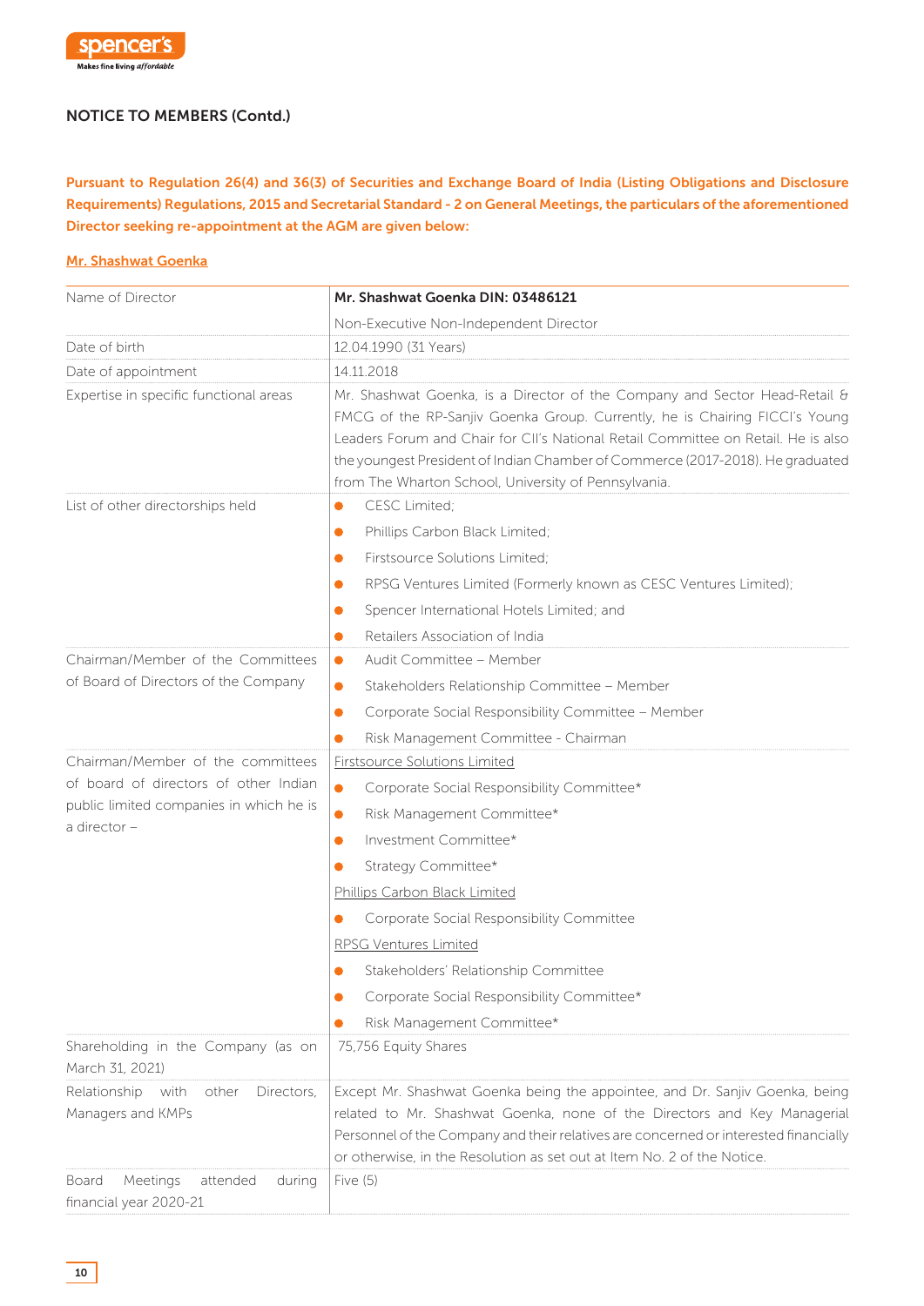## NOTICE TO MEMBERS (Contd.)

**Pursuant to Regulation 26(4) and 36(3) of Securities and Exchange Board of India (Listing Obligations and Disclosure Requirements) Regulations, 2015 and Secretarial Standard - 2 on General Meetings, the particulars of the aforementioned Director seeking re-appointment at the AGM are given below:**

### Mr. Shashwat Goenka

| Name of Director | **Mr. Shashwat Goenka DIN: 03486121**<br>Non-Executive Non-Independent Director |
|---|---|
| Date of birth | 12.04.1990 (31 Years) |
| Date of appointment | 14.11.2018 |
| Expertise in specific functional areas | Mr. Shashwat Goenka, is a Director of the Company and Sector Head-Retail & FMCG of the RP-Sanjiv Goenka Group. Currently, he is Chairing FICCI's Young Leaders Forum and Chair for CII's National Retail Committee on Retail. He is also the youngest President of Indian Chamber of Commerce (2017-2018). He graduated from The Wharton School, University of Pennsylvania. |
| List of other directorships held | • CESC Limited;<br>• Phillips Carbon Black Limited;<br>• Firstsource Solutions Limited;<br>• RPSG Ventures Limited (Formerly known as CESC Ventures Limited);<br>• Spencer International Hotels Limited; and<br>• Retailers Association of India |
| Chairman/Member of the Committees of Board of Directors of the Company | • Audit Committee – Member<br>• Stakeholders Relationship Committee – Member<br>• Corporate Social Responsibility Committee – Member<br>• Risk Management Committee - Chairman |
| Chairman/Member of the committees of board of directors of other Indian public limited companies in which he is a director – | Firstsource Solutions Limited<br>• Corporate Social Responsibility Committee*<br>• Risk Management Committee*<br>• Investment Committee*<br>• Strategy Committee*<br>Phillips Carbon Black Limited<br>• Corporate Social Responsibility Committee<br>RPSG Ventures Limited<br>• Stakeholders' Relationship Committee<br>• Corporate Social Responsibility Committee*<br>• Risk Management Committee* |
| Shareholding in the Company (as on March 31, 2021) | 75,756 Equity Shares |
| Relationship with other Directors, Managers and KMPs | Except Mr. Shashwat Goenka being the appointee, and Dr. Sanjiv Goenka, being related to Mr. Shashwat Goenka, none of the Directors and Key Managerial Personnel of the Company and their relatives are concerned or interested financially or otherwise, in the Resolution as set out at Item No. 2 of the Notice. |
| Board Meetings attended during financial year 2020-21 | Five (5) |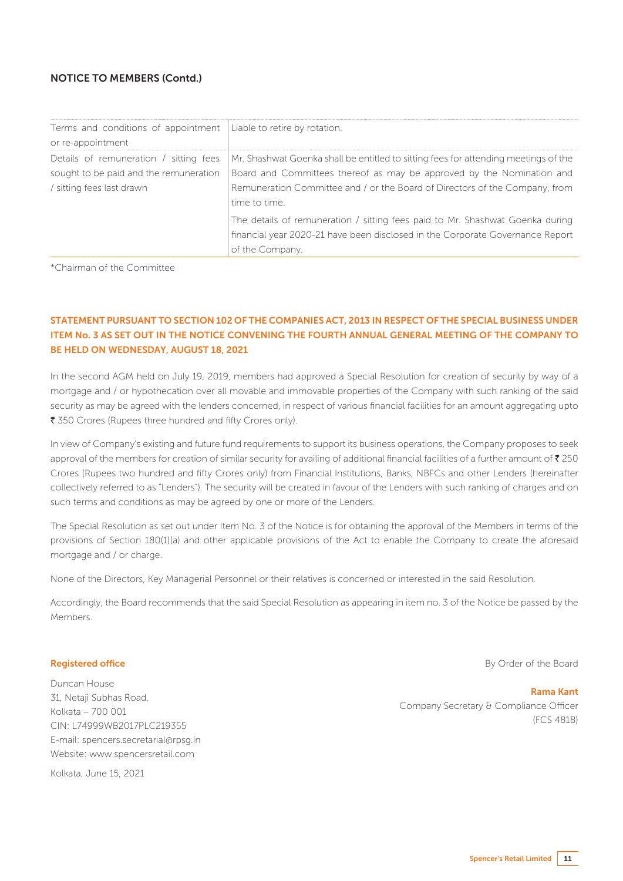**NOTICE TO MEMBERS (Contd.)**

| | |
|---|---|
| Terms and conditions of appointment or re-appointment | Liable to retire by rotation. |
| Details of remuneration / sitting fees sought to be paid and the remuneration / sitting fees last drawn | Mr. Shashwat Goenka shall be entitled to sitting fees for attending meetings of the Board and Committees thereof as may be approved by the Nomination and Remuneration Committee and / or the Board of Directors of the Company, from time to time.<br><br>The details of remuneration / sitting fees paid to Mr. Shashwat Goenka during financial year 2020-21 have been disclosed in the Corporate Governance Report of the Company. |

*Chairman of the Committee

## STATEMENT PURSUANT TO SECTION 102 OF THE COMPANIES ACT, 2013 IN RESPECT OF THE SPECIAL BUSINESS UNDER ITEM No. 3 AS SET OUT IN THE NOTICE CONVENING THE FOURTH ANNUAL GENERAL MEETING OF THE COMPANY TO BE HELD ON WEDNESDAY, AUGUST 18, 2021

In the second AGM held on July 19, 2019, members had approved a Special Resolution for creation of security by way of a mortgage and / or hypothecation over all movable and immovable properties of the Company with such ranking of the said security as may be agreed with the lenders concerned, in respect of various financial facilities for an amount aggregating upto ₹ 350 Crores (Rupees three hundred and fifty Crores only).

In view of Company's existing and future fund requirements to support its business operations, the Company proposes to seek approval of the members for creation of similar security for availing of additional financial facilities of a further amount of ₹ 250 Crores (Rupees two hundred and fifty Crores only) from Financial Institutions, Banks, NBFCs and other Lenders (hereinafter collectively referred to as "Lenders"). The security will be created in favour of the Lenders with such ranking of charges and on such terms and conditions as may be agreed by one or more of the Lenders.

The Special Resolution as set out under Item No. 3 of the Notice is for obtaining the approval of the Members in terms of the provisions of Section 180(1)(a) and other applicable provisions of the Act to enable the Company to create the aforesaid mortgage and / or charge.

None of the Directors, Key Managerial Personnel or their relatives is concerned or interested in the said Resolution.

Accordingly, the Board recommends that the said Special Resolution as appearing in item no. 3 of the Notice be passed by the Members.

**Registered office**

Duncan House
31, Netaji Subhas Road,
Kolkata – 700 001
CIN: L74999WB2017PLC219355
E-mail: spencers.secretarial@rpsg.in
Website: www.spencersretail.com

Kolkata, June 15, 2021

By Order of the Board

**Rama Kant**
Company Secretary & Compliance Officer
(FCS 4818)